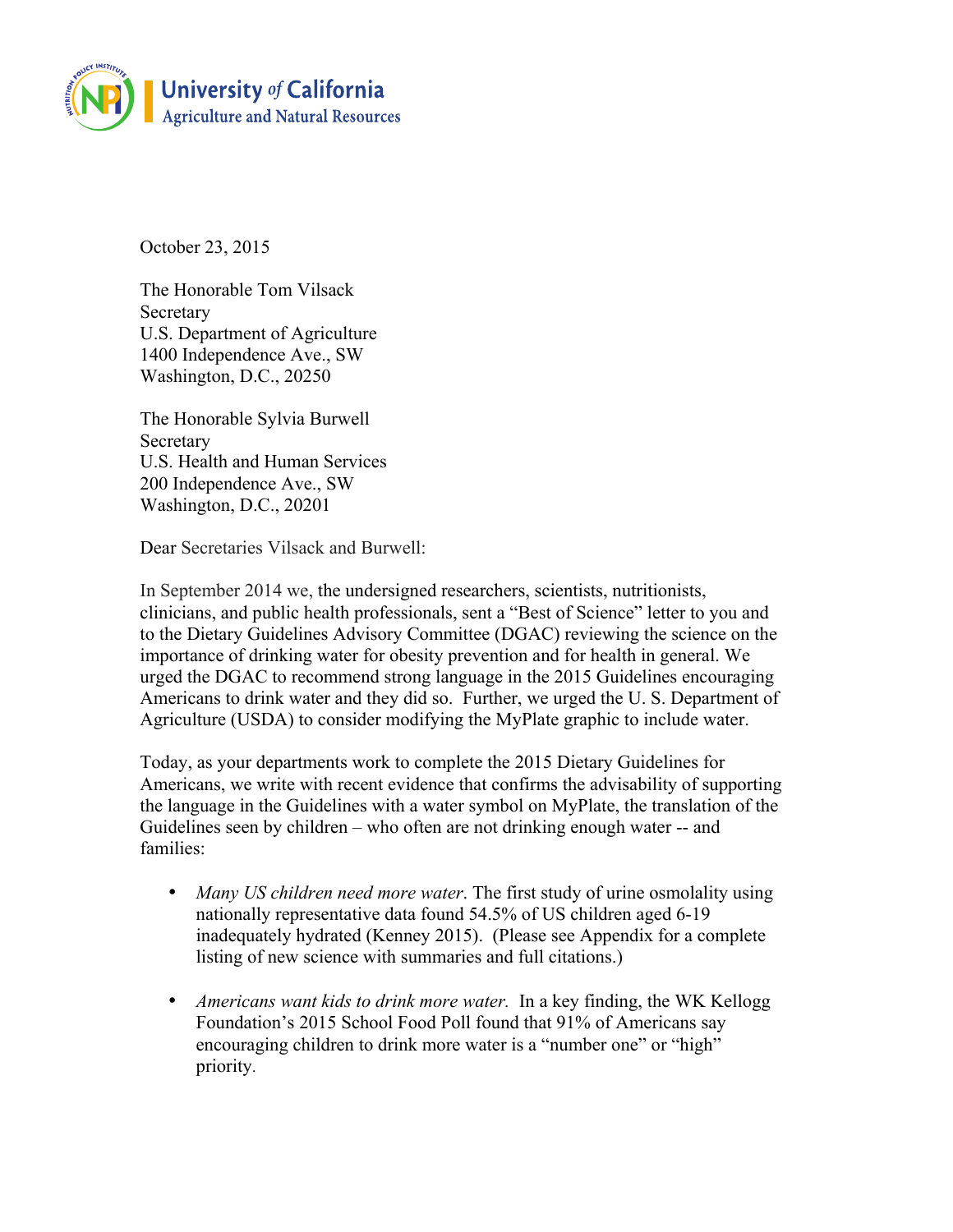University of California
Agriculture and Natural Resources

October 23, 2015

The Honorable Tom Vilsack
Secretary
U.S. Department of Agriculture
1400 Independence Ave., SW
Washington, D.C., 20250

The Honorable Sylvia Burwell
Secretary
U.S. Health and Human Services
200 Independence Ave., SW
Washington, D.C., 20201

Dear Secretaries Vilsack and Burwell:

In September 2014 we, the undersigned researchers, scientists, nutritionists, clinicians, and public health professionals, sent a "Best of Science" letter to you and to the Dietary Guidelines Advisory Committee (DGAC) reviewing the science on the importance of drinking water for obesity prevention and for health in general. We urged the DGAC to recommend strong language in the 2015 Guidelines encouraging Americans to drink water and they did so. Further, we urged the U. S. Department of Agriculture (USDA) to consider modifying the MyPlate graphic to include water.

Today, as your departments work to complete the 2015 Dietary Guidelines for Americans, we write with recent evidence that confirms the advisability of supporting the language in the Guidelines with a water symbol on MyPlate, the translation of the Guidelines seen by children – who often are not drinking enough water -- and families:

- *Many US children need more water*. The first study of urine osmolality using nationally representative data found 54.5% of US children aged 6-19 inadequately hydrated (Kenney 2015). (Please see Appendix for a complete listing of new science with summaries and full citations.)

- *Americans want kids to drink more water.* In a key finding, the WK Kellogg Foundation's 2015 School Food Poll found that 91% of Americans say encouraging children to drink more water is a "number one" or "high" priority.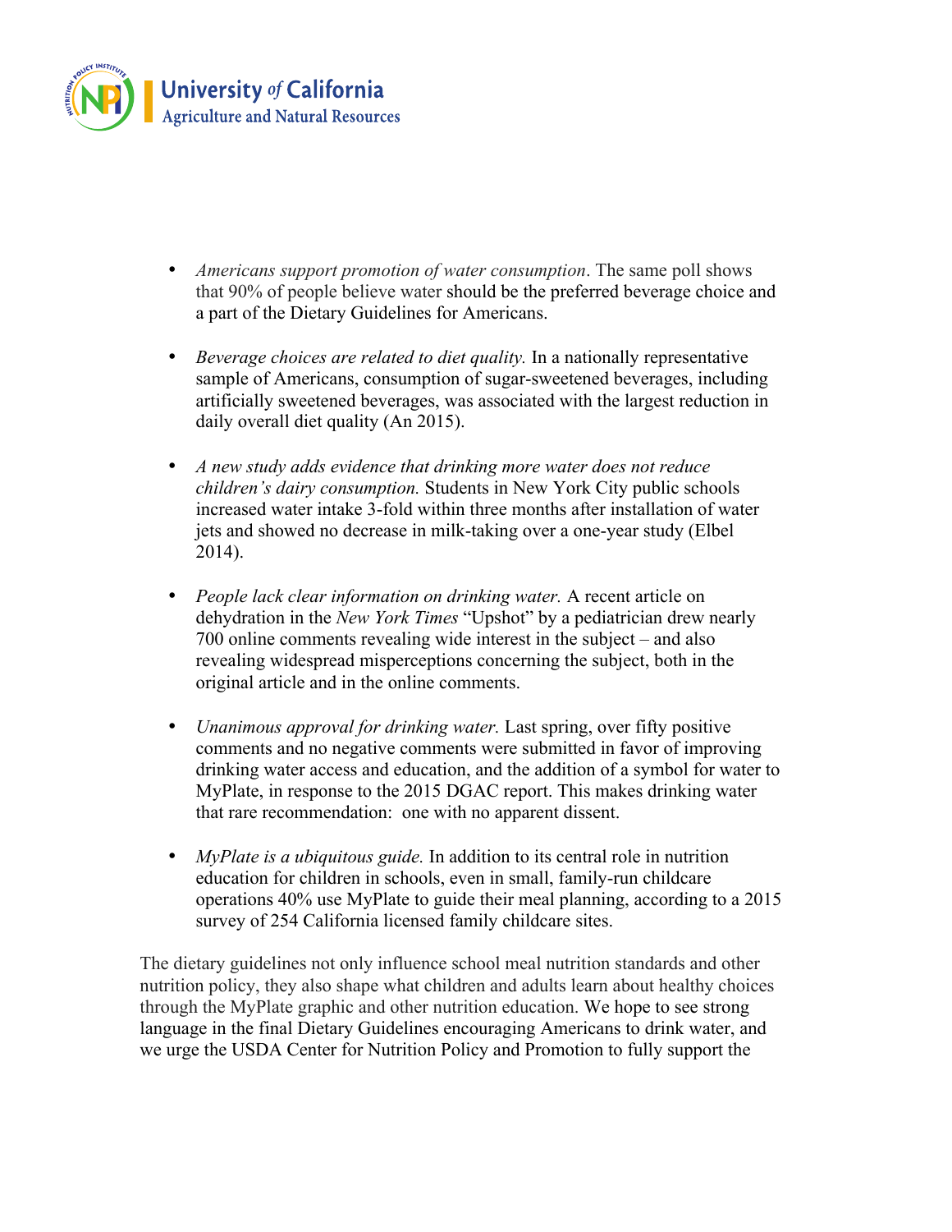- *Americans support promotion of water consumption*. The same poll shows that 90% of people believe water should be the preferred beverage choice and a part of the Dietary Guidelines for Americans.

- *Beverage choices are related to diet quality.* In a nationally representative sample of Americans, consumption of sugar-sweetened beverages, including artificially sweetened beverages, was associated with the largest reduction in daily overall diet quality (An 2015).

- *A new study adds evidence that drinking more water does not reduce children's dairy consumption.* Students in New York City public schools increased water intake 3-fold within three months after installation of water jets and showed no decrease in milk-taking over a one-year study (Elbel 2014).

- *People lack clear information on drinking water.* A recent article on dehydration in the *New York Times* "Upshot" by a pediatrician drew nearly 700 online comments revealing wide interest in the subject – and also revealing widespread misperceptions concerning the subject, both in the original article and in the online comments.

- *Unanimous approval for drinking water.* Last spring, over fifty positive comments and no negative comments were submitted in favor of improving drinking water access and education, and the addition of a symbol for water to MyPlate, in response to the 2015 DGAC report. This makes drinking water that rare recommendation: one with no apparent dissent.

- *MyPlate is a ubiquitous guide.* In addition to its central role in nutrition education for children in schools, even in small, family-run childcare operations 40% use MyPlate to guide their meal planning, according to a 2015 survey of 254 California licensed family childcare sites.

The dietary guidelines not only influence school meal nutrition standards and other nutrition policy, they also shape what children and adults learn about healthy choices through the MyPlate graphic and other nutrition education. We hope to see strong language in the final Dietary Guidelines encouraging Americans to drink water, and we urge the USDA Center for Nutrition Policy and Promotion to fully support the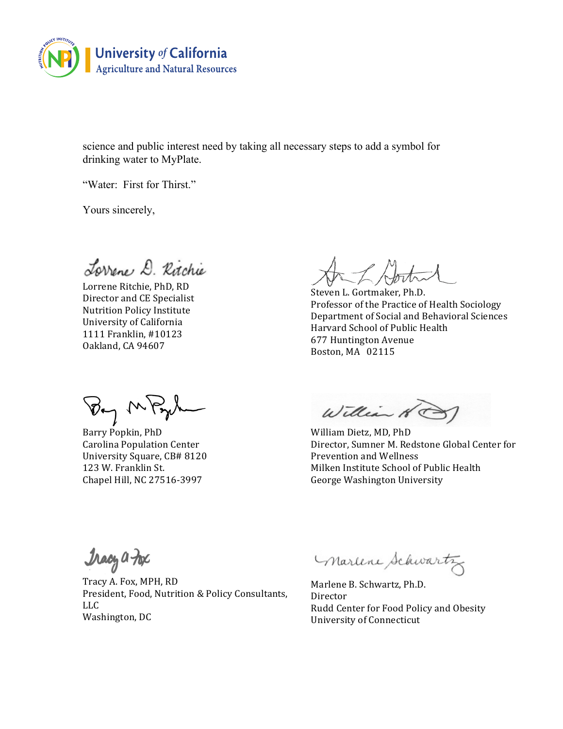science and public interest need by taking all necessary steps to add a symbol for drinking water to MyPlate.

"Water: First for Thirst."

Yours sincerely,

Lorrene Ritchie, PhD, RD
Director and CE Specialist
Nutrition Policy Institute
University of California
1111 Franklin, #10123
Oakland, CA 94607

Steven L. Gortmaker, Ph.D.
Professor of the Practice of Health Sociology
Department of Social and Behavioral Sciences
Harvard School of Public Health
677 Huntington Avenue
Boston, MA 02115

Barry Popkin, PhD
Carolina Population Center
University Square, CB# 8120
123 W. Franklin St.
Chapel Hill, NC 27516-3997

William Dietz, MD, PhD
Director, Sumner M. Redstone Global Center for Prevention and Wellness
Milken Institute School of Public Health
George Washington University

Tracy A. Fox, MPH, RD
President, Food, Nutrition & Policy Consultants, LLC
Washington, DC

Marlene B. Schwartz, Ph.D.
Director
Rudd Center for Food Policy and Obesity
University of Connecticut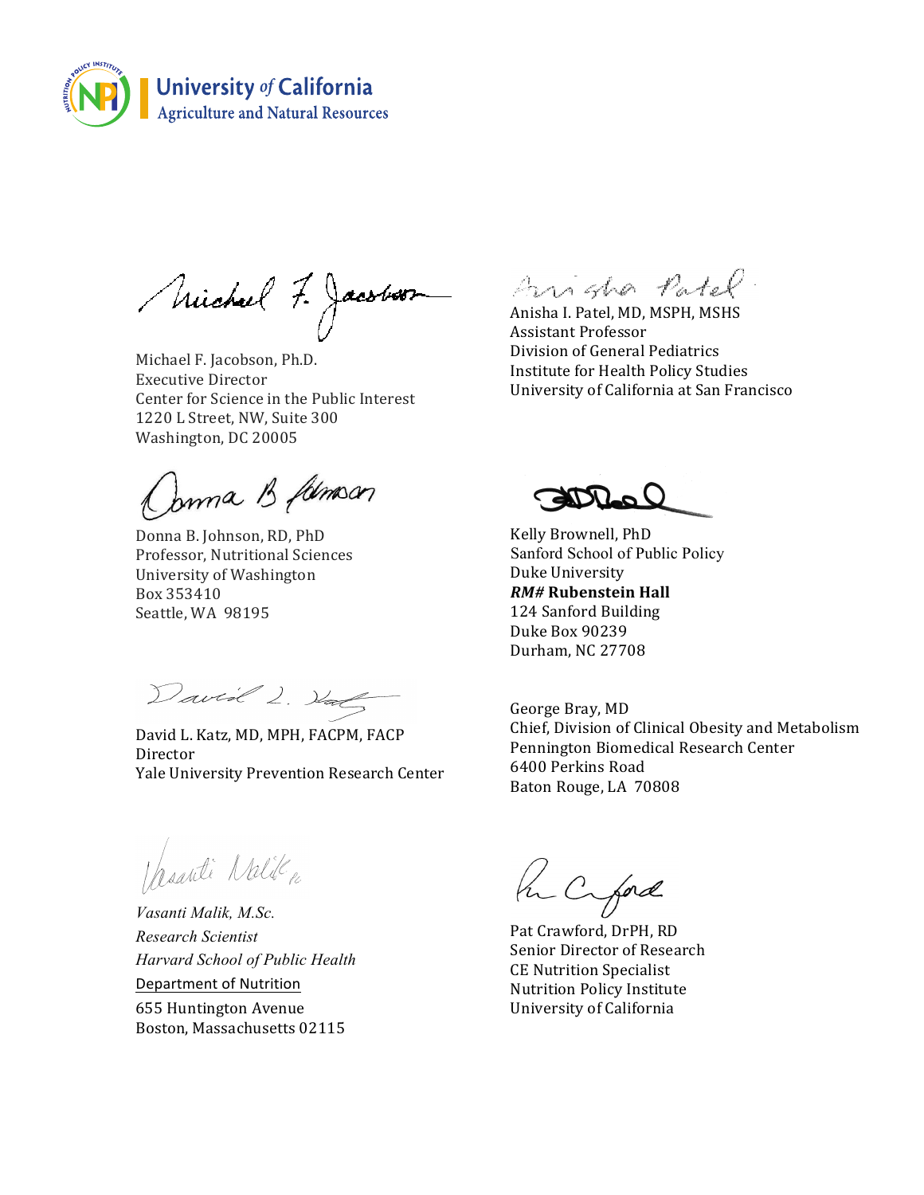Michael F. Jacobson, Ph.D.
Executive Director
Center for Science in the Public Interest
1220 L Street, NW, Suite 300
Washington, DC 20005

Anisha I. Patel, MD, MSPH, MSHS
Assistant Professor
Division of General Pediatrics
Institute for Health Policy Studies
University of California at San Francisco

Donna B. Johnson, RD, PhD
Professor, Nutritional Sciences
University of Washington
Box 353410
Seattle, WA 98195

Kelly Brownell, PhD
Sanford School of Public Policy
Duke University
***RM#* Rubenstein Hall**
124 Sanford Building
Duke Box 90239
Durham, NC 27708

David L. Katz, MD, MPH, FACPM, FACP
Director
Yale University Prevention Research Center

George Bray, MD
Chief, Division of Clinical Obesity and Metabolism
Pennington Biomedical Research Center
6400 Perkins Road
Baton Rouge, LA 70808

*Vasanti Malik, M.Sc.*
*Research Scientist*
*Harvard School of Public Health*
Department of Nutrition
655 Huntington Avenue
Boston, Massachusetts 02115

Pat Crawford, DrPH, RD
Senior Director of Research
CE Nutrition Specialist
Nutrition Policy Institute
University of California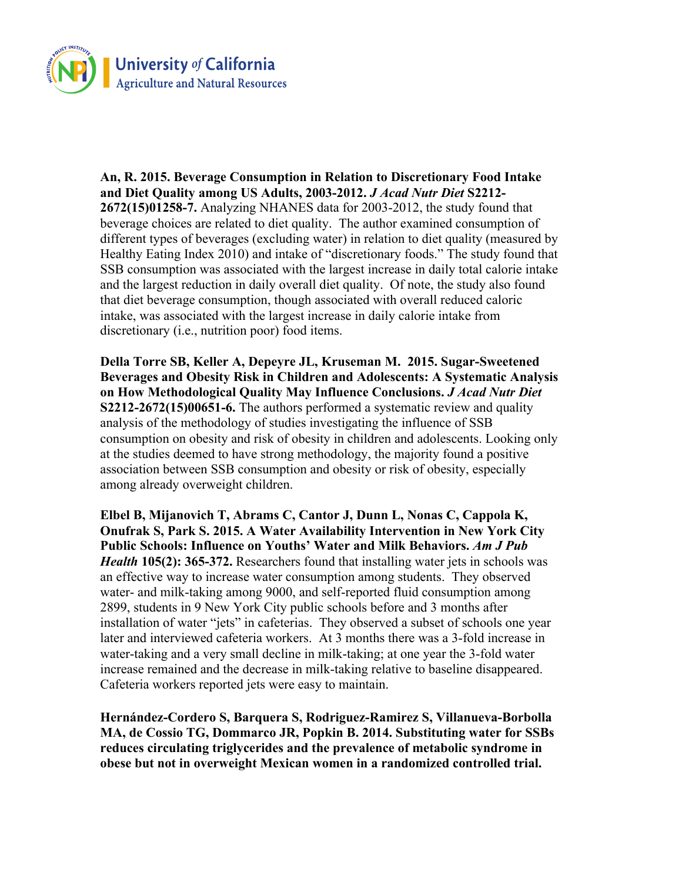**An, R. 2015. Beverage Consumption in Relation to Discretionary Food Intake and Diet Quality among US Adults, 2003-2012.** ***J Acad Nutr Diet*** **S2212-2672(15)01258-7.** Analyzing NHANES data for 2003-2012, the study found that beverage choices are related to diet quality. The author examined consumption of different types of beverages (excluding water) in relation to diet quality (measured by Healthy Eating Index 2010) and intake of "discretionary foods." The study found that SSB consumption was associated with the largest increase in daily total calorie intake and the largest reduction in daily overall diet quality. Of note, the study also found that diet beverage consumption, though associated with overall reduced caloric intake, was associated with the largest increase in daily calorie intake from discretionary (i.e., nutrition poor) food items.

**Della Torre SB, Keller A, Depeyre JL, Kruseman M. 2015. Sugar-Sweetened Beverages and Obesity Risk in Children and Adolescents: A Systematic Analysis on How Methodological Quality May Influence Conclusions.** ***J Acad Nutr Diet*** **S2212-2672(15)00651-6.** The authors performed a systematic review and quality analysis of the methodology of studies investigating the influence of SSB consumption on obesity and risk of obesity in children and adolescents. Looking only at the studies deemed to have strong methodology, the majority found a positive association between SSB consumption and obesity or risk of obesity, especially among already overweight children.

**Elbel B, Mijanovich T, Abrams C, Cantor J, Dunn L, Nonas C, Cappola K, Onufrak S, Park S. 2015. A Water Availability Intervention in New York City Public Schools: Influence on Youths' Water and Milk Behaviors.** ***Am J Pub Health*** **105(2): 365-372.** Researchers found that installing water jets in schools was an effective way to increase water consumption among students. They observed water- and milk-taking among 9000, and self-reported fluid consumption among 2899, students in 9 New York City public schools before and 3 months after installation of water "jets" in cafeterias. They observed a subset of schools one year later and interviewed cafeteria workers. At 3 months there was a 3-fold increase in water-taking and a very small decline in milk-taking; at one year the 3-fold water increase remained and the decrease in milk-taking relative to baseline disappeared. Cafeteria workers reported jets were easy to maintain.

**Hernández-Cordero S, Barquera S, Rodriguez-Ramirez S, Villanueva-Borbolla MA, de Cossio TG, Dommarco JR, Popkin B. 2014. Substituting water for SSBs reduces circulating triglycerides and the prevalence of metabolic syndrome in obese but not in overweight Mexican women in a randomized controlled trial.**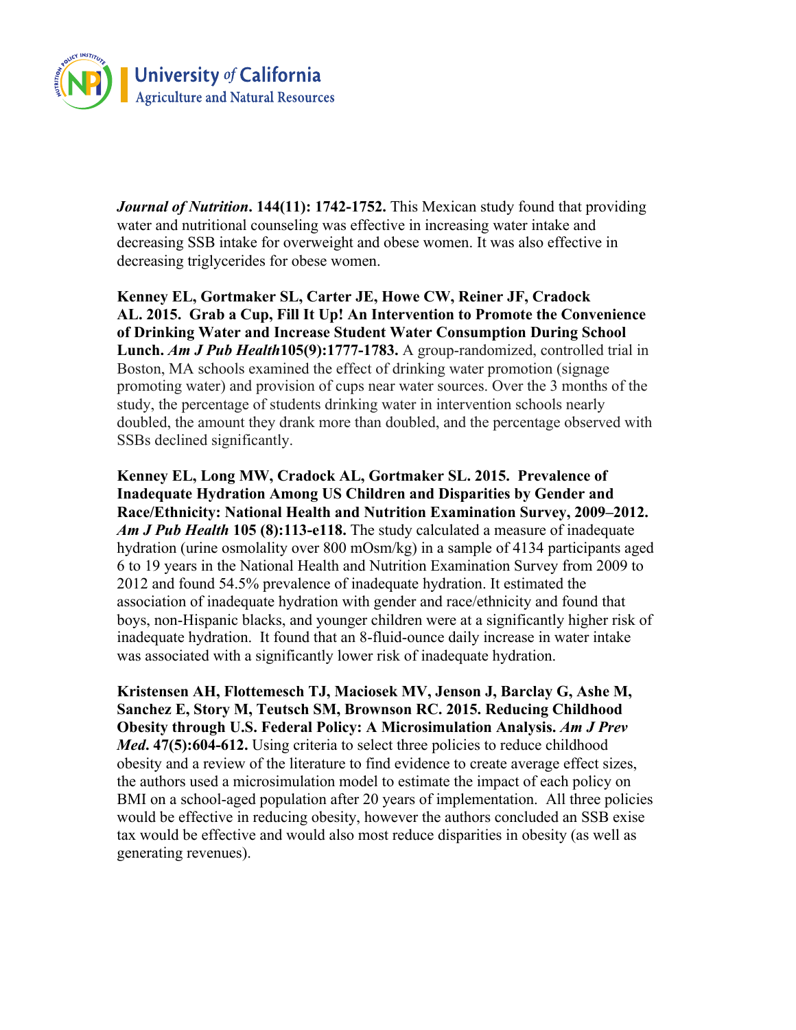***Journal of Nutrition*. 144(11): 1742-1752.** This Mexican study found that providing water and nutritional counseling was effective in increasing water intake and decreasing SSB intake for overweight and obese women. It was also effective in decreasing triglycerides for obese women.

**Kenney EL, Gortmaker SL, Carter JE, Howe CW, Reiner JF, Cradock AL. 2015. Grab a Cup, Fill It Up! An Intervention to Promote the Convenience of Drinking Water and Increase Student Water Consumption During School Lunch. *Am J Pub Health*105(9):1777-1783.** A group-randomized, controlled trial in Boston, MA schools examined the effect of drinking water promotion (signage promoting water) and provision of cups near water sources. Over the 3 months of the study, the percentage of students drinking water in intervention schools nearly doubled, the amount they drank more than doubled, and the percentage observed with SSBs declined significantly.

**Kenney EL, Long MW, Cradock AL, Gortmaker SL. 2015. Prevalence of Inadequate Hydration Among US Children and Disparities by Gender and Race/Ethnicity: National Health and Nutrition Examination Survey, 2009–2012. *Am J Pub Health* 105 (8):113-e118.** The study calculated a measure of inadequate hydration (urine osmolality over 800 mOsm/kg) in a sample of 4134 participants aged 6 to 19 years in the National Health and Nutrition Examination Survey from 2009 to 2012 and found 54.5% prevalence of inadequate hydration. It estimated the association of inadequate hydration with gender and race/ethnicity and found that boys, non-Hispanic blacks, and younger children were at a significantly higher risk of inadequate hydration. It found that an 8-fluid-ounce daily increase in water intake was associated with a significantly lower risk of inadequate hydration.

**Kristensen AH, Flottemesch TJ, Maciosek MV, Jenson J, Barclay G, Ashe M, Sanchez E, Story M, Teutsch SM, Brownson RC. 2015. Reducing Childhood Obesity through U.S. Federal Policy: A Microsimulation Analysis. *Am J Prev Med*. 47(5):604-612.** Using criteria to select three policies to reduce childhood obesity and a review of the literature to find evidence to create average effect sizes, the authors used a microsimulation model to estimate the impact of each policy on BMI on a school-aged population after 20 years of implementation. All three policies would be effective in reducing obesity, however the authors concluded an SSB exise tax would be effective and would also most reduce disparities in obesity (as well as generating revenues).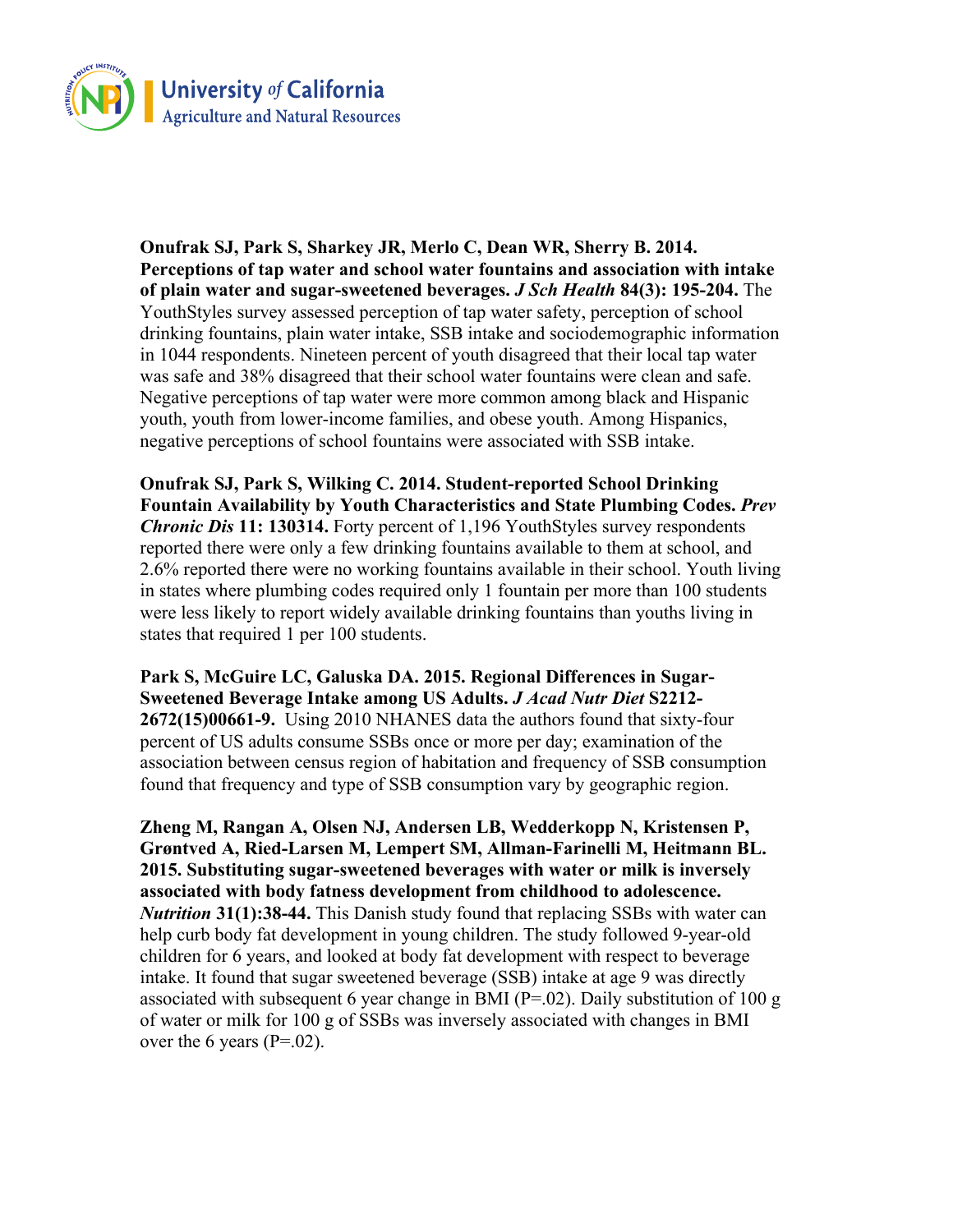**Onufrak SJ, Park S, Sharkey JR, Merlo C, Dean WR, Sherry B. 2014. Perceptions of tap water and school water fountains and association with intake of plain water and sugar-sweetened beverages. *J Sch Health* 84(3): 195-204.** The YouthStyles survey assessed perception of tap water safety, perception of school drinking fountains, plain water intake, SSB intake and sociodemographic information in 1044 respondents. Nineteen percent of youth disagreed that their local tap water was safe and 38% disagreed that their school water fountains were clean and safe. Negative perceptions of tap water were more common among black and Hispanic youth, youth from lower-income families, and obese youth. Among Hispanics, negative perceptions of school fountains were associated with SSB intake.

**Onufrak SJ, Park S, Wilking C. 2014. Student-reported School Drinking Fountain Availability by Youth Characteristics and State Plumbing Codes. *Prev Chronic Dis* 11: 130314.** Forty percent of 1,196 YouthStyles survey respondents reported there were only a few drinking fountains available to them at school, and 2.6% reported there were no working fountains available in their school. Youth living in states where plumbing codes required only 1 fountain per more than 100 students were less likely to report widely available drinking fountains than youths living in states that required 1 per 100 students.

**Park S, McGuire LC, Galuska DA. 2015. Regional Differences in Sugar-Sweetened Beverage Intake among US Adults. *J Acad Nutr Diet* S2212-2672(15)00661-9.** Using 2010 NHANES data the authors found that sixty-four percent of US adults consume SSBs once or more per day; examination of the association between census region of habitation and frequency of SSB consumption found that frequency and type of SSB consumption vary by geographic region.

**Zheng M, Rangan A, Olsen NJ, Andersen LB, Wedderkopp N, Kristensen P, Grøntved A, Ried-Larsen M, Lempert SM, Allman-Farinelli M, Heitmann BL. 2015. Substituting sugar-sweetened beverages with water or milk is inversely associated with body fatness development from childhood to adolescence. *Nutrition* 31(1):38-44.** This Danish study found that replacing SSBs with water can help curb body fat development in young children. The study followed 9-year-old children for 6 years, and looked at body fat development with respect to beverage intake. It found that sugar sweetened beverage (SSB) intake at age 9 was directly associated with subsequent 6 year change in BMI (P=.02). Daily substitution of 100 g of water or milk for 100 g of SSBs was inversely associated with changes in BMI over the 6 years (P=.02).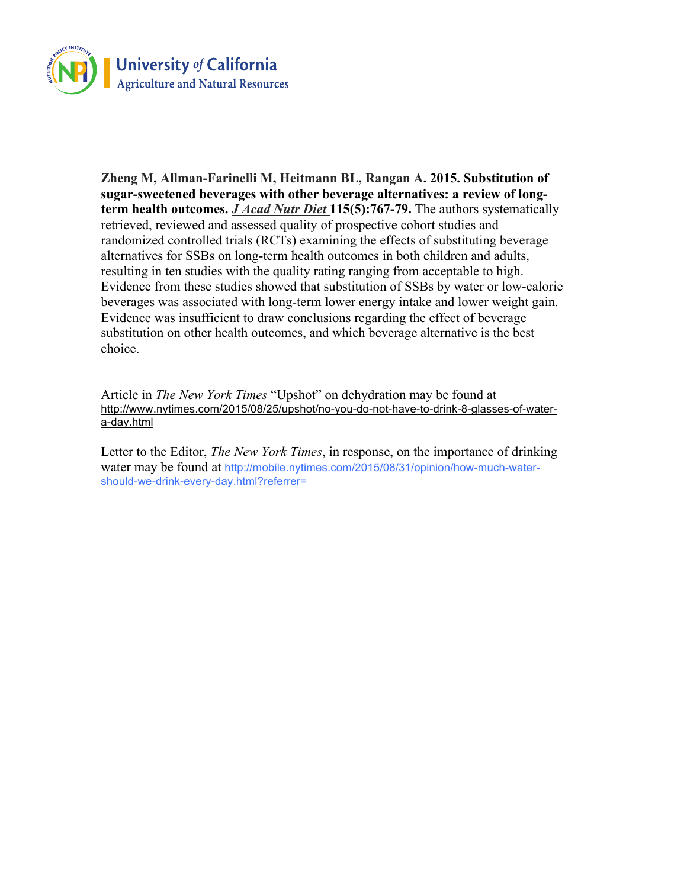**Zheng M, Allman-Farinelli M, Heitmann BL, Rangan A. 2015. Substitution of sugar-sweetened beverages with other beverage alternatives: a review of long-term health outcomes. *J Acad Nutr Diet* 115(5):767-79.** The authors systematically retrieved, reviewed and assessed quality of prospective cohort studies and randomized controlled trials (RCTs) examining the effects of substituting beverage alternatives for SSBs on long-term health outcomes in both children and adults, resulting in ten studies with the quality rating ranging from acceptable to high. Evidence from these studies showed that substitution of SSBs by water or low-calorie beverages was associated with long-term lower energy intake and lower weight gain. Evidence was insufficient to draw conclusions regarding the effect of beverage substitution on other health outcomes, and which beverage alternative is the best choice.

Article in *The New York Times* "Upshot" on dehydration may be found at http://www.nytimes.com/2015/08/25/upshot/no-you-do-not-have-to-drink-8-glasses-of-water-a-day.html

Letter to the Editor, *The New York Times*, in response, on the importance of drinking water may be found at http://mobile.nytimes.com/2015/08/31/opinion/how-much-water-should-we-drink-every-day.html?referrer=